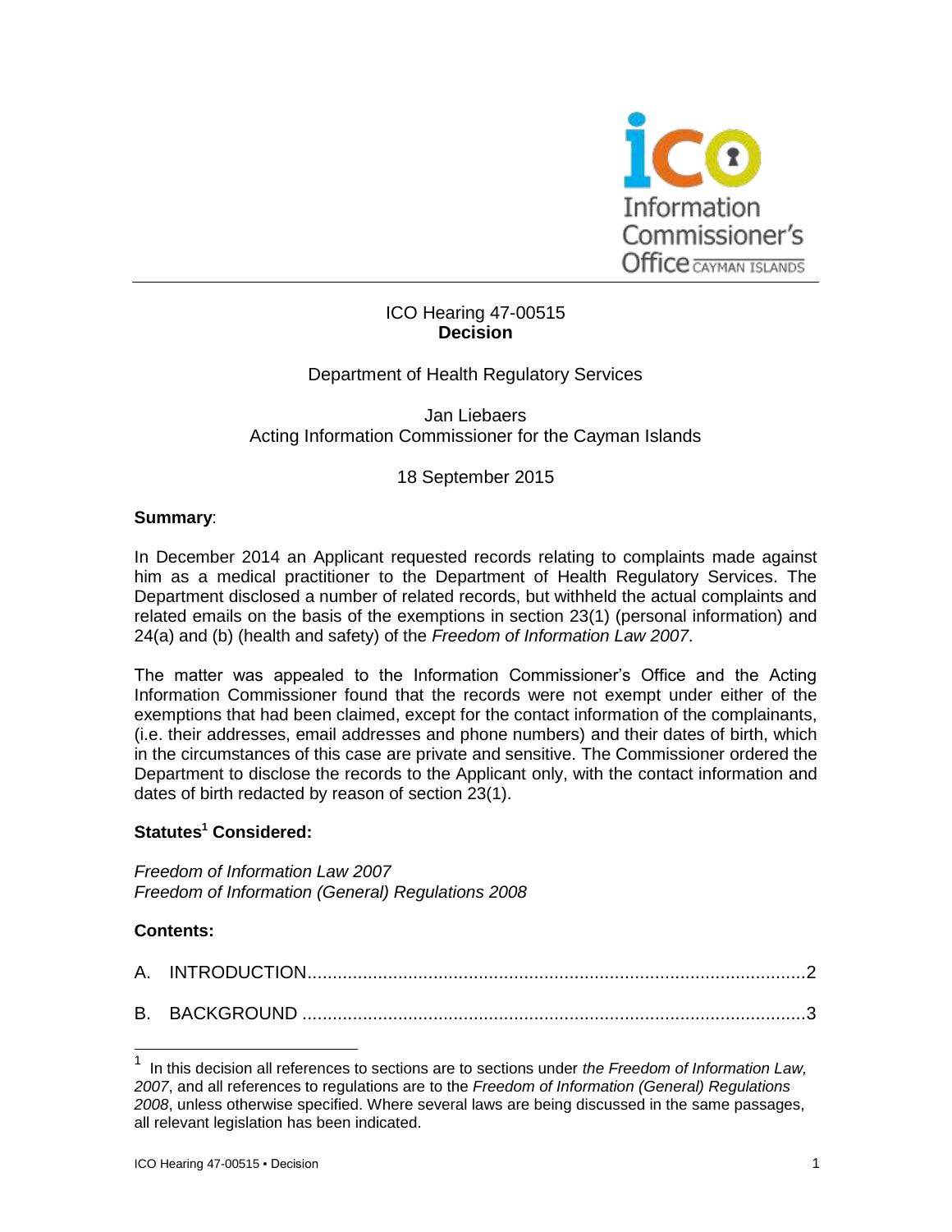ICO Hearing 47-00515
**Decision**

Department of Health Regulatory Services

Jan Liebaers
Acting Information Commissioner for the Cayman Islands

18 September 2015

**Summary**:

In December 2014 an Applicant requested records relating to complaints made against him as a medical practitioner to the Department of Health Regulatory Services. The Department disclosed a number of related records, but withheld the actual complaints and related emails on the basis of the exemptions in section 23(1) (personal information) and 24(a) and (b) (health and safety) of the *Freedom of Information Law 2007*.

The matter was appealed to the Information Commissioner's Office and the Acting Information Commissioner found that the records were not exempt under either of the exemptions that had been claimed, except for the contact information of the complainants, (i.e. their addresses, email addresses and phone numbers) and their dates of birth, which in the circumstances of this case are private and sensitive. The Commissioner ordered the Department to disclose the records to the Applicant only, with the contact information and dates of birth redacted by reason of section 23(1).

**Statutes[1] Considered:**

*Freedom of Information Law 2007*
*Freedom of Information (General) Regulations 2008*

**Contents:**

A. INTRODUCTION....................................................................................................2

B. BACKGROUND ....................................................................................................3

[1] In this decision all references to sections are to sections under *the Freedom of Information Law, 2007*, and all references to regulations are to the *Freedom of Information (General) Regulations 2008*, unless otherwise specified. Where several laws are being discussed in the same passages, all relevant legislation has been indicated.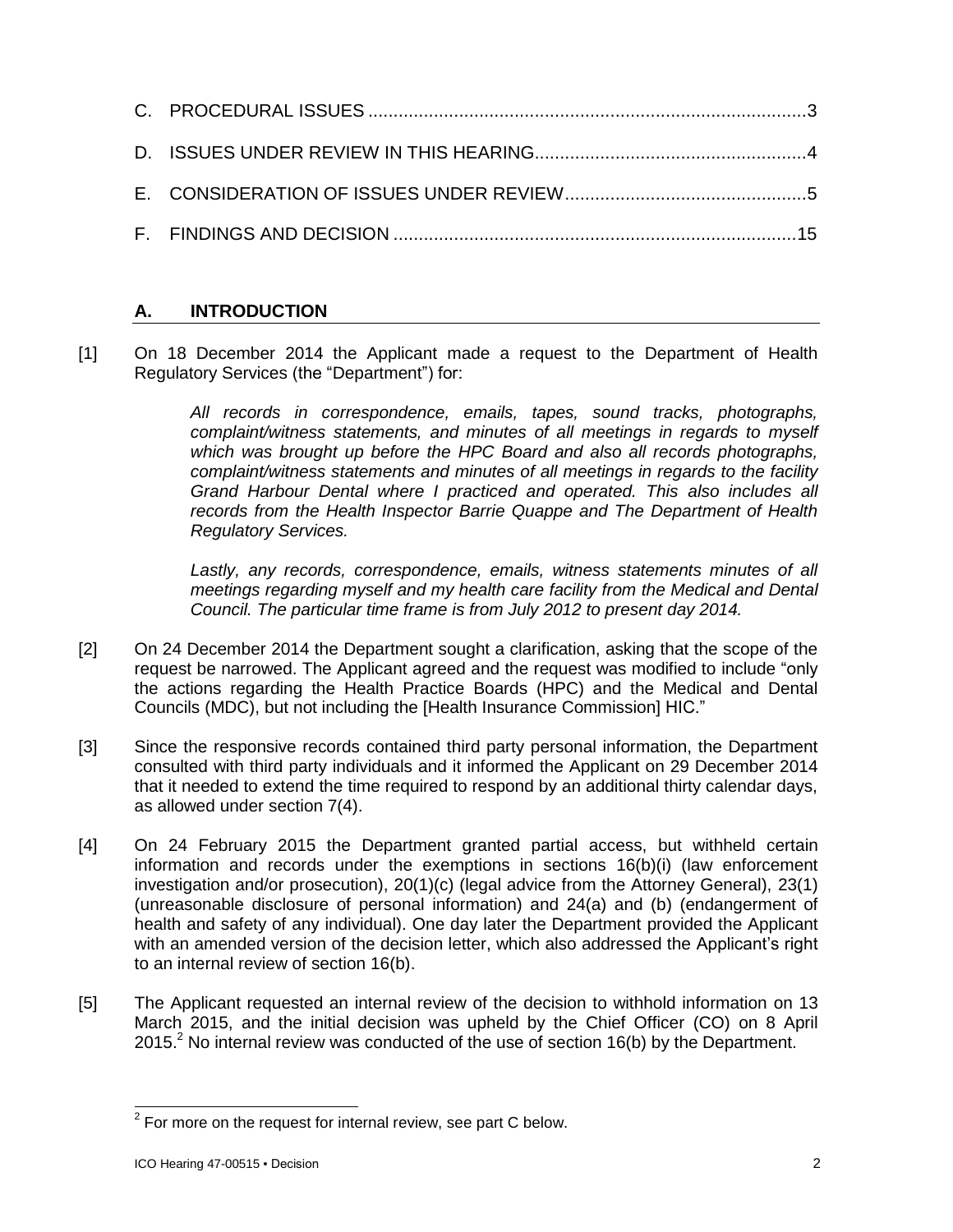C. PROCEDURAL ISSUES ......................................................................................3

D. ISSUES UNDER REVIEW IN THIS HEARING.....................................................4

E. CONSIDERATION OF ISSUES UNDER REVIEW................................................5

F. FINDINGS AND DECISION ................................................................................15

## A. INTRODUCTION

[1] On 18 December 2014 the Applicant made a request to the Department of Health Regulatory Services (the "Department") for:

> *All records in correspondence, emails, tapes, sound tracks, photographs, complaint/witness statements, and minutes of all meetings in regards to myself which was brought up before the HPC Board and also all records photographs, complaint/witness statements and minutes of all meetings in regards to the facility Grand Harbour Dental where I practiced and operated. This also includes all records from the Health Inspector Barrie Quappe and The Department of Health Regulatory Services.*
>
> *Lastly, any records, correspondence, emails, witness statements minutes of all meetings regarding myself and my health care facility from the Medical and Dental Council. The particular time frame is from July 2012 to present day 2014.*

[2] On 24 December 2014 the Department sought a clarification, asking that the scope of the request be narrowed. The Applicant agreed and the request was modified to include "only the actions regarding the Health Practice Boards (HPC) and the Medical and Dental Councils (MDC), but not including the [Health Insurance Commission] HIC."

[3] Since the responsive records contained third party personal information, the Department consulted with third party individuals and it informed the Applicant on 29 December 2014 that it needed to extend the time required to respond by an additional thirty calendar days, as allowed under section 7(4).

[4] On 24 February 2015 the Department granted partial access, but withheld certain information and records under the exemptions in sections 16(b)(i) (law enforcement investigation and/or prosecution), 20(1)(c) (legal advice from the Attorney General), 23(1) (unreasonable disclosure of personal information) and 24(a) and (b) (endangerment of health and safety of any individual). One day later the Department provided the Applicant with an amended version of the decision letter, which also addressed the Applicant's right to an internal review of section 16(b).

[5] The Applicant requested an internal review of the decision to withhold information on 13 March 2015, and the initial decision was upheld by the Chief Officer (CO) on 8 April 2015.[2] No internal review was conducted of the use of section 16(b) by the Department.

[2] For more on the request for internal review, see part C below.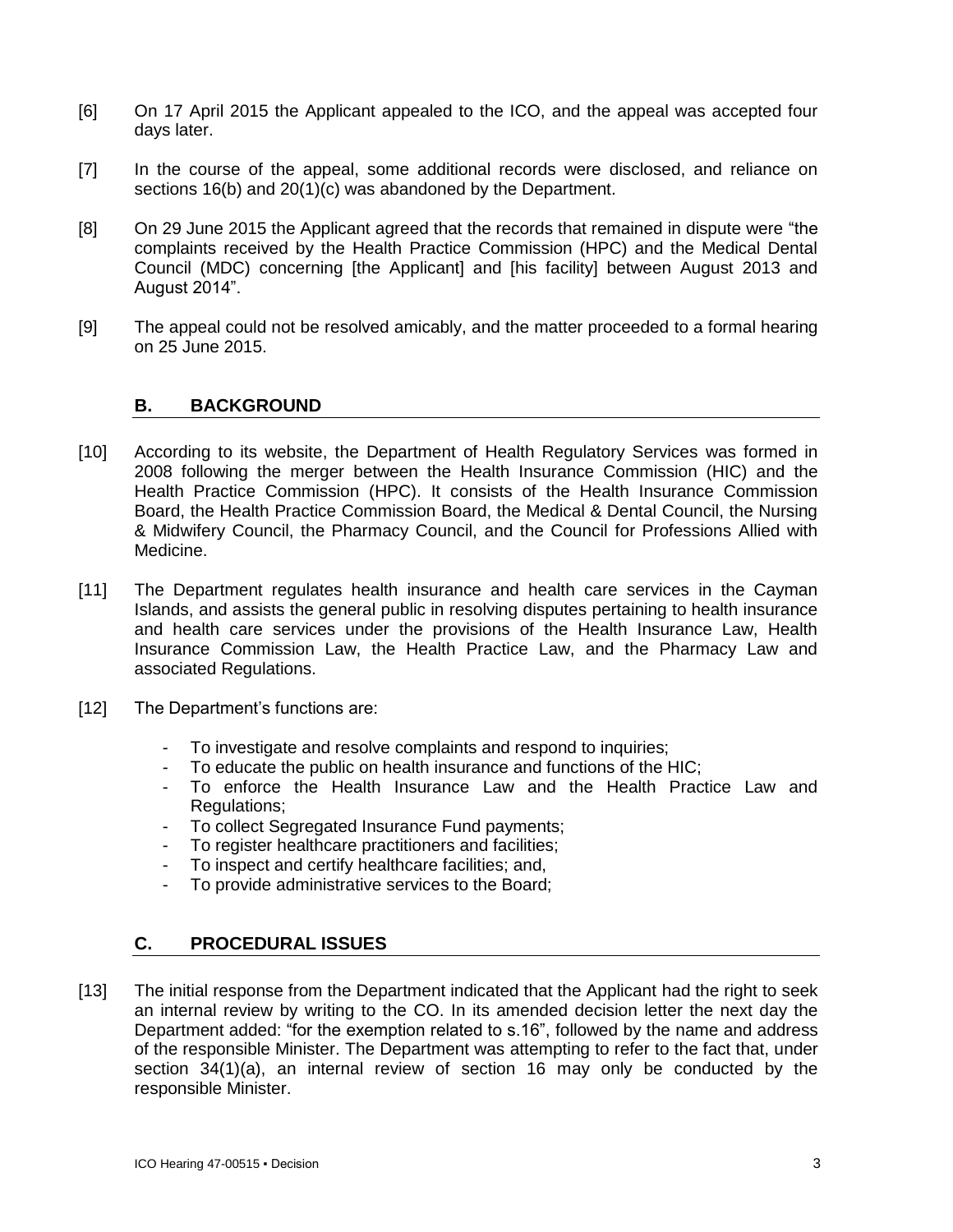[6] On 17 April 2015 the Applicant appealed to the ICO, and the appeal was accepted four days later.

[7] In the course of the appeal, some additional records were disclosed, and reliance on sections 16(b) and 20(1)(c) was abandoned by the Department.

[8] On 29 June 2015 the Applicant agreed that the records that remained in dispute were "the complaints received by the Health Practice Commission (HPC) and the Medical Dental Council (MDC) concerning [the Applicant] and [his facility] between August 2013 and August 2014".

[9] The appeal could not be resolved amicably, and the matter proceeded to a formal hearing on 25 June 2015.

## B. BACKGROUND

[10] According to its website, the Department of Health Regulatory Services was formed in 2008 following the merger between the Health Insurance Commission (HIC) and the Health Practice Commission (HPC). It consists of the Health Insurance Commission Board, the Health Practice Commission Board, the Medical & Dental Council, the Nursing & Midwifery Council, the Pharmacy Council, and the Council for Professions Allied with Medicine.

[11] The Department regulates health insurance and health care services in the Cayman Islands, and assists the general public in resolving disputes pertaining to health insurance and health care services under the provisions of the Health Insurance Law, Health Insurance Commission Law, the Health Practice Law, and the Pharmacy Law and associated Regulations.

[12] The Department's functions are:

- To investigate and resolve complaints and respond to inquiries;
- To educate the public on health insurance and functions of the HIC;
- To enforce the Health Insurance Law and the Health Practice Law and Regulations;
- To collect Segregated Insurance Fund payments;
- To register healthcare practitioners and facilities;
- To inspect and certify healthcare facilities; and,
- To provide administrative services to the Board;

## C. PROCEDURAL ISSUES

[13] The initial response from the Department indicated that the Applicant had the right to seek an internal review by writing to the CO. In its amended decision letter the next day the Department added: "for the exemption related to s.16", followed by the name and address of the responsible Minister. The Department was attempting to refer to the fact that, under section 34(1)(a), an internal review of section 16 may only be conducted by the responsible Minister.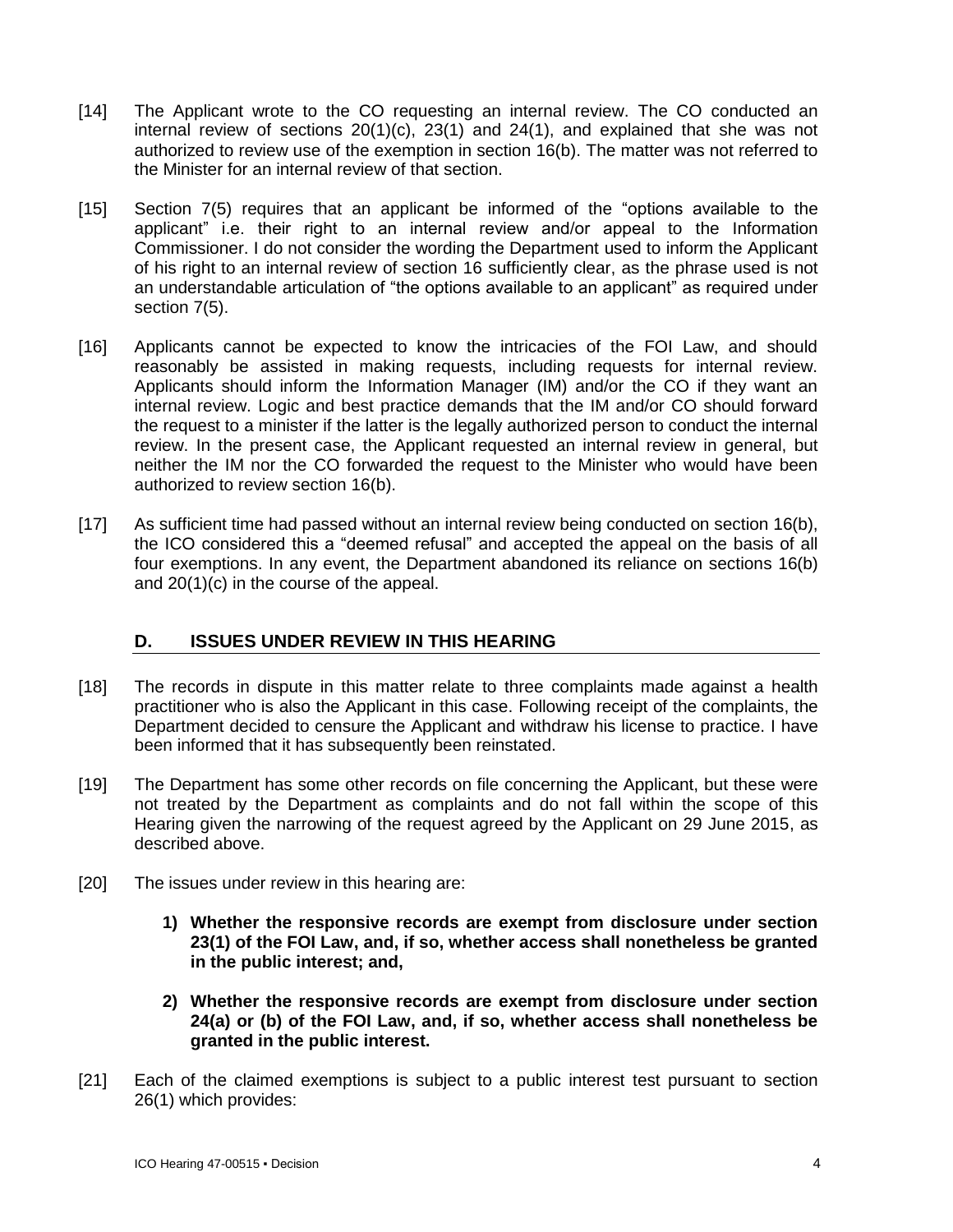[14] The Applicant wrote to the CO requesting an internal review. The CO conducted an internal review of sections 20(1)(c), 23(1) and 24(1), and explained that she was not authorized to review use of the exemption in section 16(b). The matter was not referred to the Minister for an internal review of that section.

[15] Section 7(5) requires that an applicant be informed of the "options available to the applicant" i.e. their right to an internal review and/or appeal to the Information Commissioner. I do not consider the wording the Department used to inform the Applicant of his right to an internal review of section 16 sufficiently clear, as the phrase used is not an understandable articulation of "the options available to an applicant" as required under section 7(5).

[16] Applicants cannot be expected to know the intricacies of the FOI Law, and should reasonably be assisted in making requests, including requests for internal review. Applicants should inform the Information Manager (IM) and/or the CO if they want an internal review. Logic and best practice demands that the IM and/or CO should forward the request to a minister if the latter is the legally authorized person to conduct the internal review. In the present case, the Applicant requested an internal review in general, but neither the IM nor the CO forwarded the request to the Minister who would have been authorized to review section 16(b).

[17] As sufficient time had passed without an internal review being conducted on section 16(b), the ICO considered this a "deemed refusal" and accepted the appeal on the basis of all four exemptions. In any event, the Department abandoned its reliance on sections 16(b) and 20(1)(c) in the course of the appeal.

## D. ISSUES UNDER REVIEW IN THIS HEARING

[18] The records in dispute in this matter relate to three complaints made against a health practitioner who is also the Applicant in this case. Following receipt of the complaints, the Department decided to censure the Applicant and withdraw his license to practice. I have been informed that it has subsequently been reinstated.

[19] The Department has some other records on file concerning the Applicant, but these were not treated by the Department as complaints and do not fall within the scope of this Hearing given the narrowing of the request agreed by the Applicant on 29 June 2015, as described above.

[20] The issues under review in this hearing are:

1) **Whether the responsive records are exempt from disclosure under section 23(1) of the FOI Law, and, if so, whether access shall nonetheless be granted in the public interest; and,**

2) **Whether the responsive records are exempt from disclosure under section 24(a) or (b) of the FOI Law, and, if so, whether access shall nonetheless be granted in the public interest.**

[21] Each of the claimed exemptions is subject to a public interest test pursuant to section 26(1) which provides: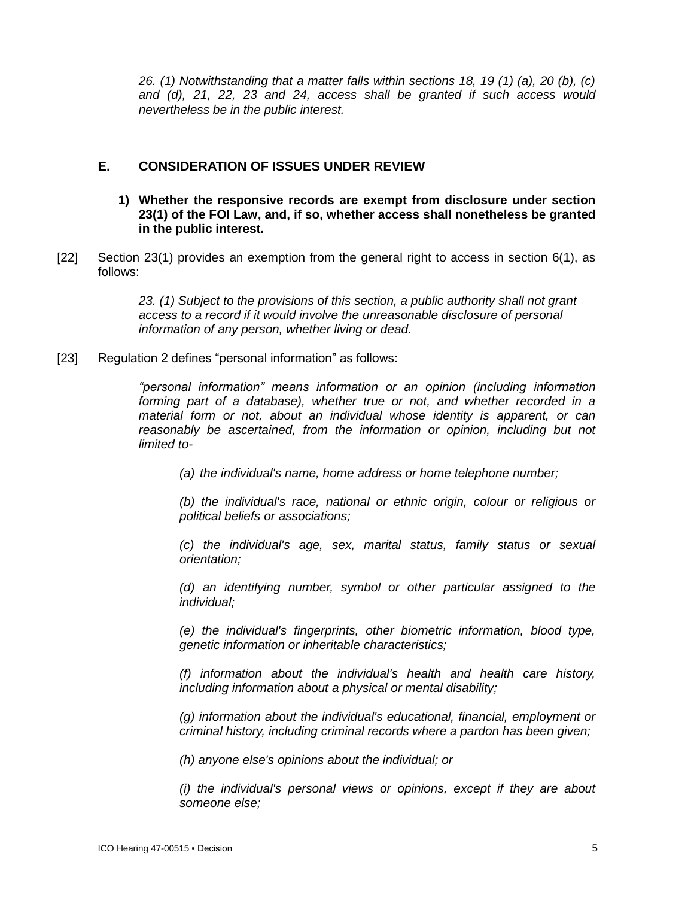*26. (1) Notwithstanding that a matter falls within sections 18, 19 (1) (a), 20 (b), (c) and (d), 21, 22, 23 and 24, access shall be granted if such access would nevertheless be in the public interest.*

## E. CONSIDERATION OF ISSUES UNDER REVIEW

**1) Whether the responsive records are exempt from disclosure under section 23(1) of the FOI Law, and, if so, whether access shall nonetheless be granted in the public interest.**

[22] Section 23(1) provides an exemption from the general right to access in section 6(1), as follows:

> *23. (1) Subject to the provisions of this section, a public authority shall not grant access to a record if it would involve the unreasonable disclosure of personal information of any person, whether living or dead.*

[23] Regulation 2 defines "personal information" as follows:

> *"personal information" means information or an opinion (including information forming part of a database), whether true or not, and whether recorded in a material form or not, about an individual whose identity is apparent, or can reasonably be ascertained, from the information or opinion, including but not limited to-*
>
> *(a) the individual's name, home address or home telephone number;*
>
> *(b) the individual's race, national or ethnic origin, colour or religious or political beliefs or associations;*
>
> *(c) the individual's age, sex, marital status, family status or sexual orientation;*
>
> *(d) an identifying number, symbol or other particular assigned to the individual;*
>
> *(e) the individual's fingerprints, other biometric information, blood type, genetic information or inheritable characteristics;*
>
> *(f) information about the individual's health and health care history, including information about a physical or mental disability;*
>
> *(g) information about the individual's educational, financial, employment or criminal history, including criminal records where a pardon has been given;*
>
> *(h) anyone else's opinions about the individual; or*
>
> *(i) the individual's personal views or opinions, except if they are about someone else;*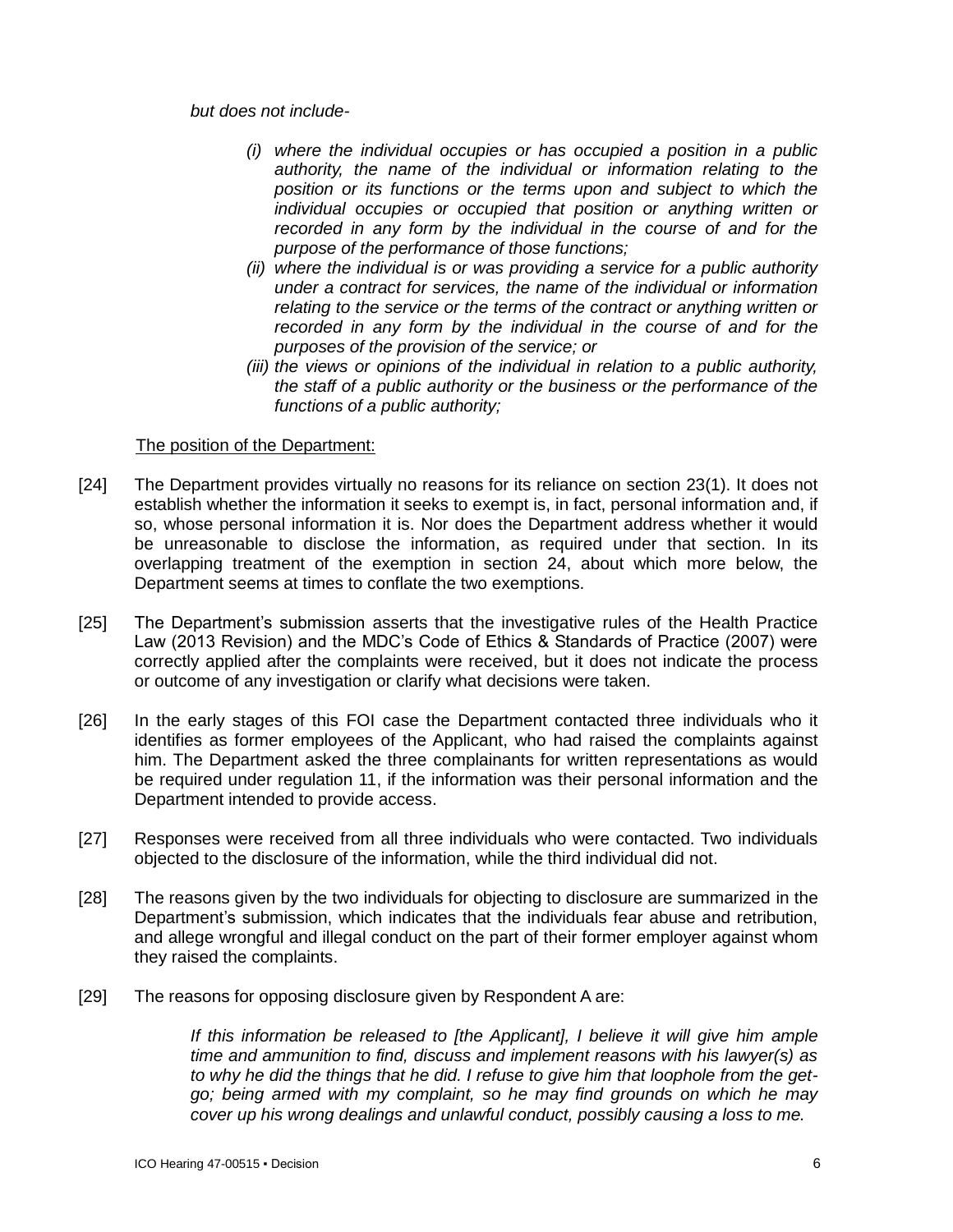*but does not include-*

- *(i) where the individual occupies or has occupied a position in a public authority, the name of the individual or information relating to the position or its functions or the terms upon and subject to which the individual occupies or occupied that position or anything written or recorded in any form by the individual in the course of and for the purpose of the performance of those functions;*
- *(ii) where the individual is or was providing a service for a public authority under a contract for services, the name of the individual or information relating to the service or the terms of the contract or anything written or recorded in any form by the individual in the course of and for the purposes of the provision of the service; or*
- *(iii) the views or opinions of the individual in relation to a public authority, the staff of a public authority or the business or the performance of the functions of a public authority;*

The position of the Department:

[24] The Department provides virtually no reasons for its reliance on section 23(1). It does not establish whether the information it seeks to exempt is, in fact, personal information and, if so, whose personal information it is. Nor does the Department address whether it would be unreasonable to disclose the information, as required under that section. In its overlapping treatment of the exemption in section 24, about which more below, the Department seems at times to conflate the two exemptions.

[25] The Department's submission asserts that the investigative rules of the Health Practice Law (2013 Revision) and the MDC's Code of Ethics & Standards of Practice (2007) were correctly applied after the complaints were received, but it does not indicate the process or outcome of any investigation or clarify what decisions were taken.

[26] In the early stages of this FOI case the Department contacted three individuals who it identifies as former employees of the Applicant, who had raised the complaints against him. The Department asked the three complainants for written representations as would be required under regulation 11, if the information was their personal information and the Department intended to provide access.

[27] Responses were received from all three individuals who were contacted. Two individuals objected to the disclosure of the information, while the third individual did not.

[28] The reasons given by the two individuals for objecting to disclosure are summarized in the Department's submission, which indicates that the individuals fear abuse and retribution, and allege wrongful and illegal conduct on the part of their former employer against whom they raised the complaints.

[29] The reasons for opposing disclosure given by Respondent A are:

> *If this information be released to [the Applicant], I believe it will give him ample time and ammunition to find, discuss and implement reasons with his lawyer(s) as to why he did the things that he did. I refuse to give him that loophole from the get-go; being armed with my complaint, so he may find grounds on which he may cover up his wrong dealings and unlawful conduct, possibly causing a loss to me.*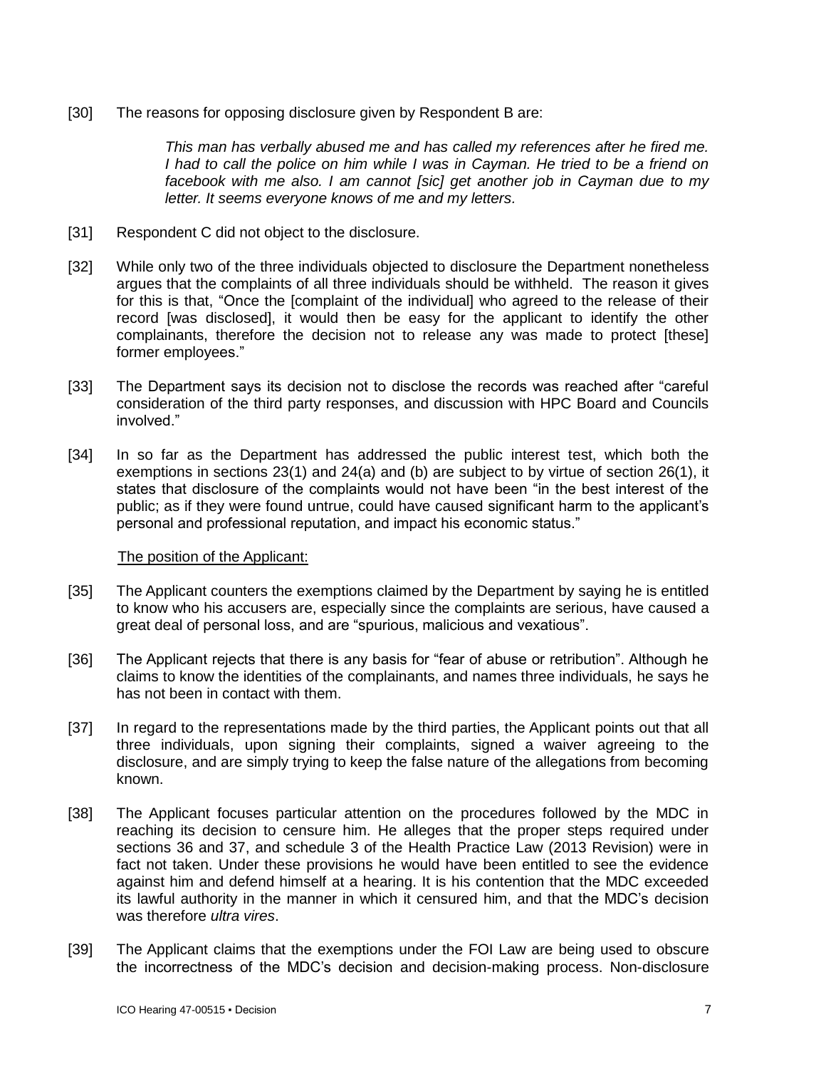[30] The reasons for opposing disclosure given by Respondent B are:

> *This man has verbally abused me and has called my references after he fired me. I had to call the police on him while I was in Cayman. He tried to be a friend on facebook with me also. I am cannot [sic] get another job in Cayman due to my letter. It seems everyone knows of me and my letters.*

[31] Respondent C did not object to the disclosure.

[32] While only two of the three individuals objected to disclosure the Department nonetheless argues that the complaints of all three individuals should be withheld. The reason it gives for this is that, "Once the [complaint of the individual] who agreed to the release of their record [was disclosed], it would then be easy for the applicant to identify the other complainants, therefore the decision not to release any was made to protect [these] former employees."

[33] The Department says its decision not to disclose the records was reached after "careful consideration of the third party responses, and discussion with HPC Board and Councils involved."

[34] In so far as the Department has addressed the public interest test, which both the exemptions in sections 23(1) and 24(a) and (b) are subject to by virtue of section 26(1), it states that disclosure of the complaints would not have been "in the best interest of the public; as if they were found untrue, could have caused significant harm to the applicant's personal and professional reputation, and impact his economic status."

<u>The position of the Applicant:</u>

[35] The Applicant counters the exemptions claimed by the Department by saying he is entitled to know who his accusers are, especially since the complaints are serious, have caused a great deal of personal loss, and are "spurious, malicious and vexatious".

[36] The Applicant rejects that there is any basis for "fear of abuse or retribution". Although he claims to know the identities of the complainants, and names three individuals, he says he has not been in contact with them.

[37] In regard to the representations made by the third parties, the Applicant points out that all three individuals, upon signing their complaints, signed a waiver agreeing to the disclosure, and are simply trying to keep the false nature of the allegations from becoming known.

[38] The Applicant focuses particular attention on the procedures followed by the MDC in reaching its decision to censure him. He alleges that the proper steps required under sections 36 and 37, and schedule 3 of the Health Practice Law (2013 Revision) were in fact not taken. Under these provisions he would have been entitled to see the evidence against him and defend himself at a hearing. It is his contention that the MDC exceeded its lawful authority in the manner in which it censured him, and that the MDC's decision was therefore *ultra vires*.

[39] The Applicant claims that the exemptions under the FOI Law are being used to obscure the incorrectness of the MDC's decision and decision-making process. Non-disclosure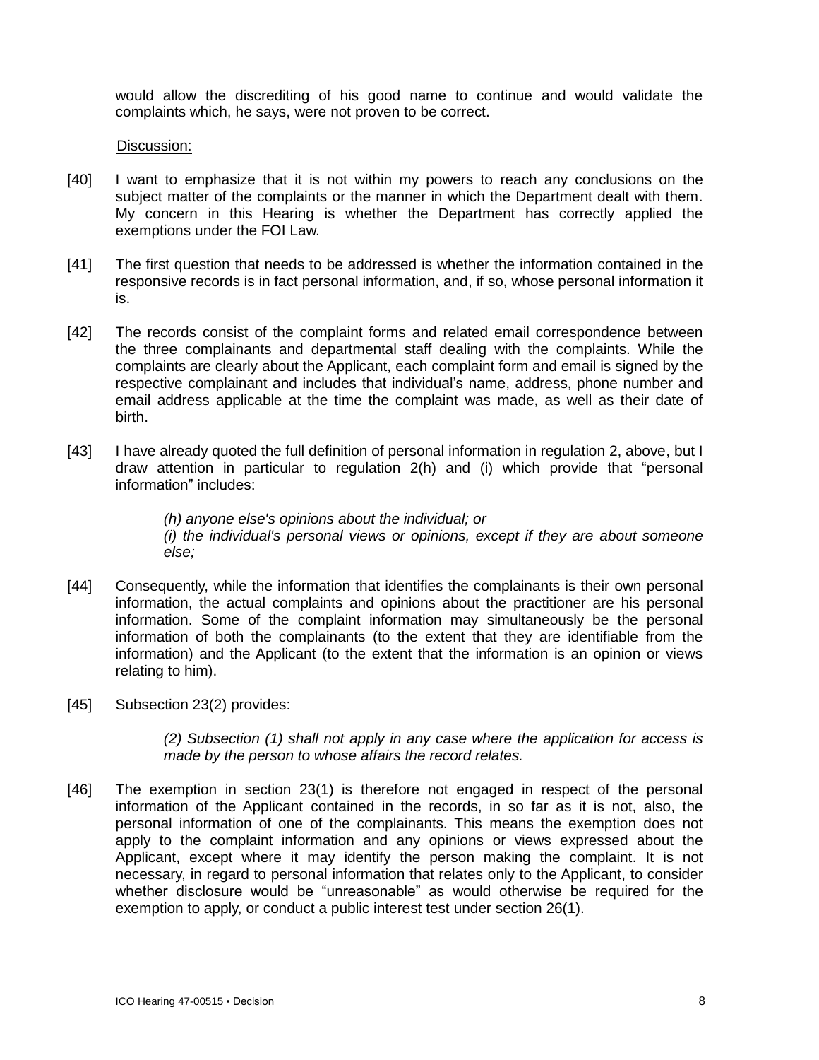would allow the discrediting of his good name to continue and would validate the complaints which, he says, were not proven to be correct.

Discussion:

[40] I want to emphasize that it is not within my powers to reach any conclusions on the subject matter of the complaints or the manner in which the Department dealt with them. My concern in this Hearing is whether the Department has correctly applied the exemptions under the FOI Law.

[41] The first question that needs to be addressed is whether the information contained in the responsive records is in fact personal information, and, if so, whose personal information it is.

[42] The records consist of the complaint forms and related email correspondence between the three complainants and departmental staff dealing with the complaints. While the complaints are clearly about the Applicant, each complaint form and email is signed by the respective complainant and includes that individual's name, address, phone number and email address applicable at the time the complaint was made, as well as their date of birth.

[43] I have already quoted the full definition of personal information in regulation 2, above, but I draw attention in particular to regulation 2(h) and (i) which provide that "personal information" includes:

> *(h) anyone else's opinions about the individual; or*
> *(i) the individual's personal views or opinions, except if they are about someone else;*

[44] Consequently, while the information that identifies the complainants is their own personal information, the actual complaints and opinions about the practitioner are his personal information. Some of the complaint information may simultaneously be the personal information of both the complainants (to the extent that they are identifiable from the information) and the Applicant (to the extent that the information is an opinion or views relating to him).

[45] Subsection 23(2) provides:

> *(2) Subsection (1) shall not apply in any case where the application for access is made by the person to whose affairs the record relates.*

[46] The exemption in section 23(1) is therefore not engaged in respect of the personal information of the Applicant contained in the records, in so far as it is not, also, the personal information of one of the complainants. This means the exemption does not apply to the complaint information and any opinions or views expressed about the Applicant, except where it may identify the person making the complaint. It is not necessary, in regard to personal information that relates only to the Applicant, to consider whether disclosure would be "unreasonable" as would otherwise be required for the exemption to apply, or conduct a public interest test under section 26(1).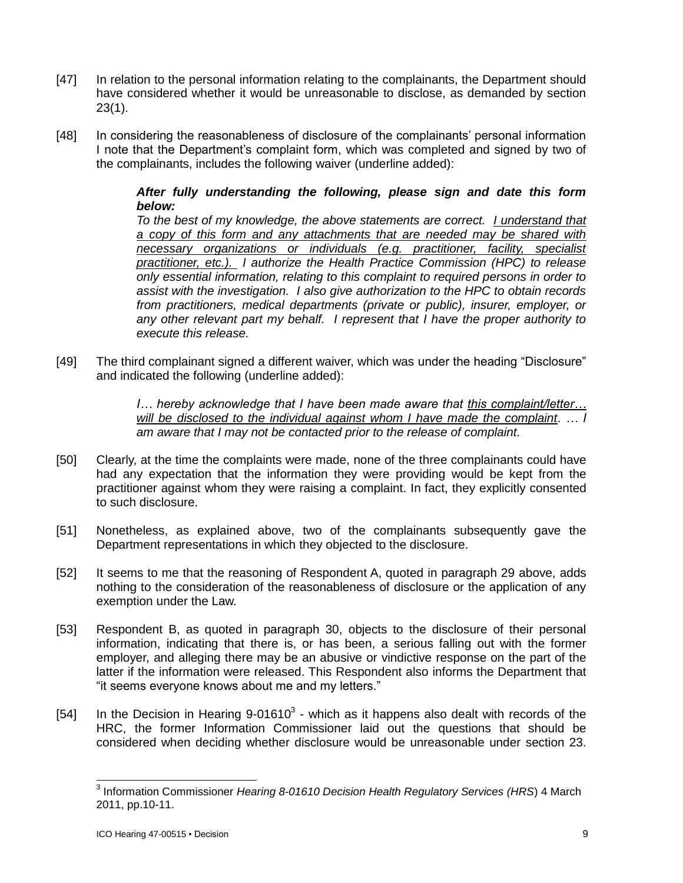[47] In relation to the personal information relating to the complainants, the Department should have considered whether it would be unreasonable to disclose, as demanded by section 23(1).

[48] In considering the reasonableness of disclosure of the complainants' personal information I note that the Department's complaint form, which was completed and signed by two of the complainants, includes the following waiver (underline added):

> ***After fully understanding the following, please sign and date this form below:***
> *To the best of my knowledge, the above statements are correct. <u>I understand that a copy of this form and any attachments that are needed may be shared with necessary organizations or individuals (e.g. practitioner, facility, specialist practitioner, etc.).</u> I authorize the Health Practice Commission (HPC) to release only essential information, relating to this complaint to required persons in order to assist with the investigation. I also give authorization to the HPC to obtain records from practitioners, medical departments (private or public), insurer, employer, or any other relevant part my behalf. I represent that I have the proper authority to execute this release.*

[49] The third complainant signed a different waiver, which was under the heading "Disclosure" and indicated the following (underline added):

> *I… hereby acknowledge that I have been made aware that <u>this complaint/letter… will be disclosed to the individual against whom I have made the complaint</u>. … I am aware that I may not be contacted prior to the release of complaint.*

[50] Clearly, at the time the complaints were made, none of the three complainants could have had any expectation that the information they were providing would be kept from the practitioner against whom they were raising a complaint. In fact, they explicitly consented to such disclosure.

[51] Nonetheless, as explained above, two of the complainants subsequently gave the Department representations in which they objected to the disclosure.

[52] It seems to me that the reasoning of Respondent A, quoted in paragraph 29 above, adds nothing to the consideration of the reasonableness of disclosure or the application of any exemption under the Law.

[53] Respondent B, as quoted in paragraph 30, objects to the disclosure of their personal information, indicating that there is, or has been, a serious falling out with the former employer, and alleging there may be an abusive or vindictive response on the part of the latter if the information were released. This Respondent also informs the Department that "it seems everyone knows about me and my letters."

[54] In the Decision in Hearing 9-01610[3] - which as it happens also dealt with records of the HRC, the former Information Commissioner laid out the questions that should be considered when deciding whether disclosure would be unreasonable under section 23.

---

[3] Information Commissioner *Hearing 8-01610 Decision Health Regulatory Services (HRS*) 4 March 2011, pp.10-11.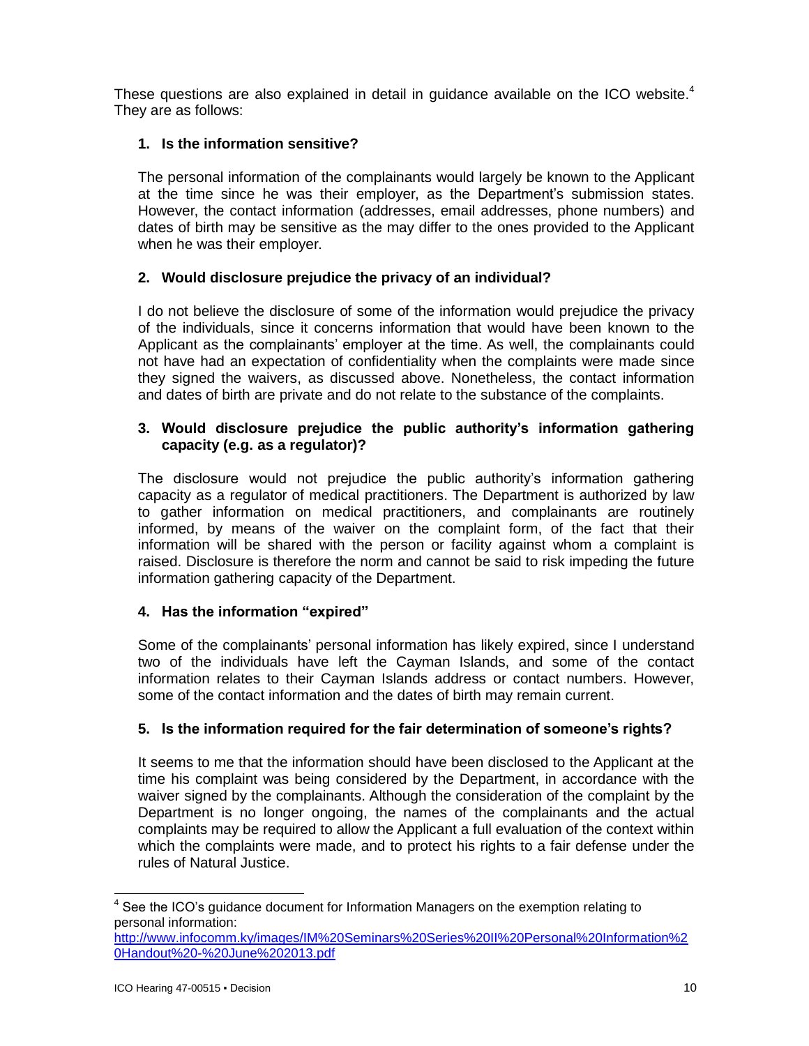These questions are also explained in detail in guidance available on the ICO website.[4] They are as follows:

1. **Is the information sensitive?**

   The personal information of the complainants would largely be known to the Applicant at the time since he was their employer, as the Department's submission states. However, the contact information (addresses, email addresses, phone numbers) and dates of birth may be sensitive as the may differ to the ones provided to the Applicant when he was their employer.

2. **Would disclosure prejudice the privacy of an individual?**

   I do not believe the disclosure of some of the information would prejudice the privacy of the individuals, since it concerns information that would have been known to the Applicant as the complainants' employer at the time. As well, the complainants could not have had an expectation of confidentiality when the complaints were made since they signed the waivers, as discussed above. Nonetheless, the contact information and dates of birth are private and do not relate to the substance of the complaints.

3. **Would disclosure prejudice the public authority's information gathering capacity (e.g. as a regulator)?**

   The disclosure would not prejudice the public authority's information gathering capacity as a regulator of medical practitioners. The Department is authorized by law to gather information on medical practitioners, and complainants are routinely informed, by means of the waiver on the complaint form, of the fact that their information will be shared with the person or facility against whom a complaint is raised. Disclosure is therefore the norm and cannot be said to risk impeding the future information gathering capacity of the Department.

4. **Has the information "expired"**

   Some of the complainants' personal information has likely expired, since I understand two of the individuals have left the Cayman Islands, and some of the contact information relates to their Cayman Islands address or contact numbers. However, some of the contact information and the dates of birth may remain current.

5. **Is the information required for the fair determination of someone's rights?**

   It seems to me that the information should have been disclosed to the Applicant at the time his complaint was being considered by the Department, in accordance with the waiver signed by the complainants. Although the consideration of the complaint by the Department is no longer ongoing, the names of the complainants and the actual complaints may be required to allow the Applicant a full evaluation of the context within which the complaints were made, and to protect his rights to a fair defense under the rules of Natural Justice.

---

[4] See the ICO's guidance document for Information Managers on the exemption relating to personal information: http://www.infocomm.ky/images/IM%20Seminars%20Series%20II%20Personal%20Information%20Handout%20-%20June%202013.pdf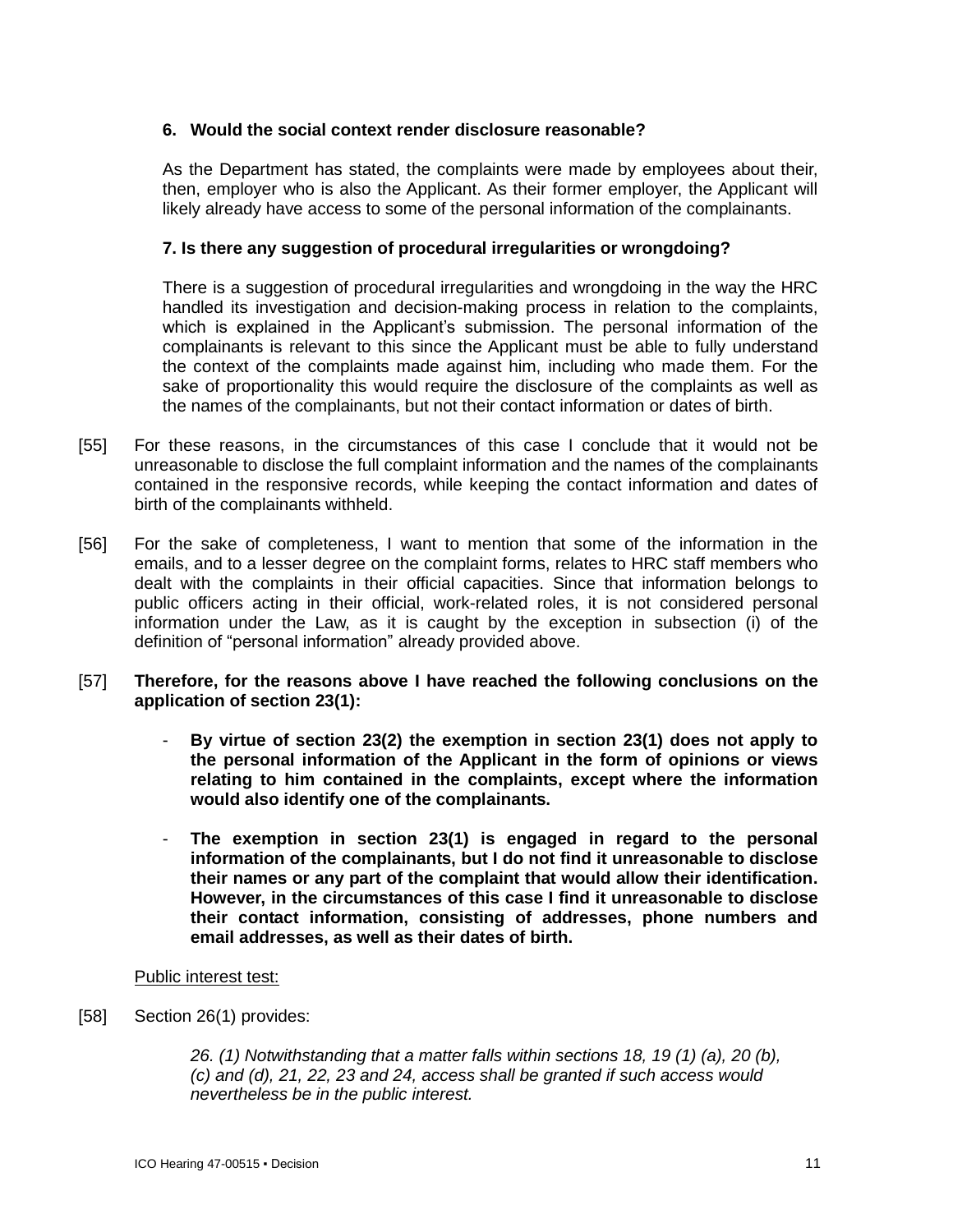**6. Would the social context render disclosure reasonable?**

As the Department has stated, the complaints were made by employees about their, then, employer who is also the Applicant. As their former employer, the Applicant will likely already have access to some of the personal information of the complainants.

**7. Is there any suggestion of procedural irregularities or wrongdoing?**

There is a suggestion of procedural irregularities and wrongdoing in the way the HRC handled its investigation and decision-making process in relation to the complaints, which is explained in the Applicant's submission. The personal information of the complainants is relevant to this since the Applicant must be able to fully understand the context of the complaints made against him, including who made them. For the sake of proportionality this would require the disclosure of the complaints as well as the names of the complainants, but not their contact information or dates of birth.

[55] For these reasons, in the circumstances of this case I conclude that it would not be unreasonable to disclose the full complaint information and the names of the complainants contained in the responsive records, while keeping the contact information and dates of birth of the complainants withheld.

[56] For the sake of completeness, I want to mention that some of the information in the emails, and to a lesser degree on the complaint forms, relates to HRC staff members who dealt with the complaints in their official capacities. Since that information belongs to public officers acting in their official, work-related roles, it is not considered personal information under the Law, as it is caught by the exception in subsection (i) of the definition of "personal information" already provided above.

[57] **Therefore, for the reasons above I have reached the following conclusions on the application of section 23(1):**

- **By virtue of section 23(2) the exemption in section 23(1) does not apply to the personal information of the Applicant in the form of opinions or views relating to him contained in the complaints, except where the information would also identify one of the complainants.**
- **The exemption in section 23(1) is engaged in regard to the personal information of the complainants, but I do not find it unreasonable to disclose their names or any part of the complaint that would allow their identification. However, in the circumstances of this case I find it unreasonable to disclose their contact information, consisting of addresses, phone numbers and email addresses, as well as their dates of birth.**

Public interest test:

[58] Section 26(1) provides:

> *26. (1) Notwithstanding that a matter falls within sections 18, 19 (1) (a), 20 (b), (c) and (d), 21, 22, 23 and 24, access shall be granted if such access would nevertheless be in the public interest.*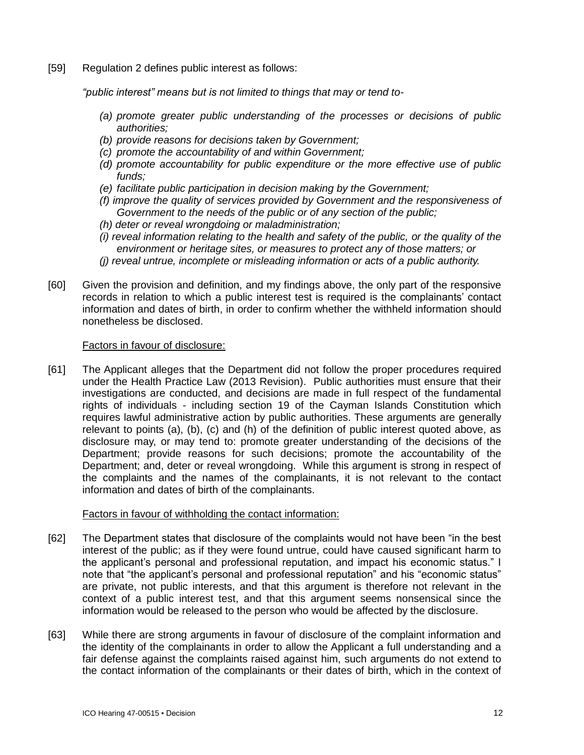[59] Regulation 2 defines public interest as follows:

*"public interest" means but is not limited to things that may or tend to-*

*(a) promote greater public understanding of the processes or decisions of public authorities;*
*(b) provide reasons for decisions taken by Government;*
*(c) promote the accountability of and within Government;*
*(d) promote accountability for public expenditure or the more effective use of public funds;*
*(e) facilitate public participation in decision making by the Government;*
*(f) improve the quality of services provided by Government and the responsiveness of Government to the needs of the public or of any section of the public;*
*(h) deter or reveal wrongdoing or maladministration;*
*(i) reveal information relating to the health and safety of the public, or the quality of the environment or heritage sites, or measures to protect any of those matters; or*
*(j) reveal untrue, incomplete or misleading information or acts of a public authority.*

[60] Given the provision and definition, and my findings above, the only part of the responsive records in relation to which a public interest test is required is the complainants' contact information and dates of birth, in order to confirm whether the withheld information should nonetheless be disclosed.

Factors in favour of disclosure:

[61] The Applicant alleges that the Department did not follow the proper procedures required under the Health Practice Law (2013 Revision). Public authorities must ensure that their investigations are conducted, and decisions are made in full respect of the fundamental rights of individuals - including section 19 of the Cayman Islands Constitution which requires lawful administrative action by public authorities. These arguments are generally relevant to points (a), (b), (c) and (h) of the definition of public interest quoted above, as disclosure may, or may tend to: promote greater understanding of the decisions of the Department; provide reasons for such decisions; promote the accountability of the Department; and, deter or reveal wrongdoing. While this argument is strong in respect of the complaints and the names of the complainants, it is not relevant to the contact information and dates of birth of the complainants.

Factors in favour of withholding the contact information:

[62] The Department states that disclosure of the complaints would not have been "in the best interest of the public; as if they were found untrue, could have caused significant harm to the applicant's personal and professional reputation, and impact his economic status." I note that "the applicant's personal and professional reputation" and his "economic status" are private, not public interests, and that this argument is therefore not relevant in the context of a public interest test, and that this argument seems nonsensical since the information would be released to the person who would be affected by the disclosure.

[63] While there are strong arguments in favour of disclosure of the complaint information and the identity of the complainants in order to allow the Applicant a full understanding and a fair defense against the complaints raised against him, such arguments do not extend to the contact information of the complainants or their dates of birth, which in the context of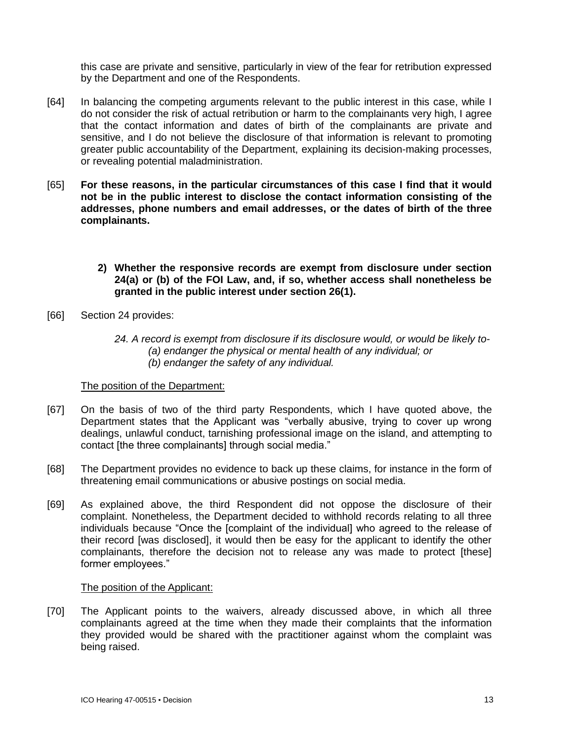this case are private and sensitive, particularly in view of the fear for retribution expressed by the Department and one of the Respondents.

[64] In balancing the competing arguments relevant to the public interest in this case, while I do not consider the risk of actual retribution or harm to the complainants very high, I agree that the contact information and dates of birth of the complainants are private and sensitive, and I do not believe the disclosure of that information is relevant to promoting greater public accountability of the Department, explaining its decision-making processes, or revealing potential maladministration.

[65] **For these reasons, in the particular circumstances of this case I find that it would not be in the public interest to disclose the contact information consisting of the addresses, phone numbers and email addresses, or the dates of birth of the three complainants.**

**2) Whether the responsive records are exempt from disclosure under section 24(a) or (b) of the FOI Law, and, if so, whether access shall nonetheless be granted in the public interest under section 26(1).**

[66] Section 24 provides:

> *24. A record is exempt from disclosure if its disclosure would, or would be likely to-*
> *(a) endanger the physical or mental health of any individual; or*
> *(b) endanger the safety of any individual.*

The position of the Department:

[67] On the basis of two of the third party Respondents, which I have quoted above, the Department states that the Applicant was "verbally abusive, trying to cover up wrong dealings, unlawful conduct, tarnishing professional image on the island, and attempting to contact [the three complainants] through social media."

[68] The Department provides no evidence to back up these claims, for instance in the form of threatening email communications or abusive postings on social media.

[69] As explained above, the third Respondent did not oppose the disclosure of their complaint. Nonetheless, the Department decided to withhold records relating to all three individuals because "Once the [complaint of the individual] who agreed to the release of their record [was disclosed], it would then be easy for the applicant to identify the other complainants, therefore the decision not to release any was made to protect [these] former employees."

The position of the Applicant:

[70] The Applicant points to the waivers, already discussed above, in which all three complainants agreed at the time when they made their complaints that the information they provided would be shared with the practitioner against whom the complaint was being raised.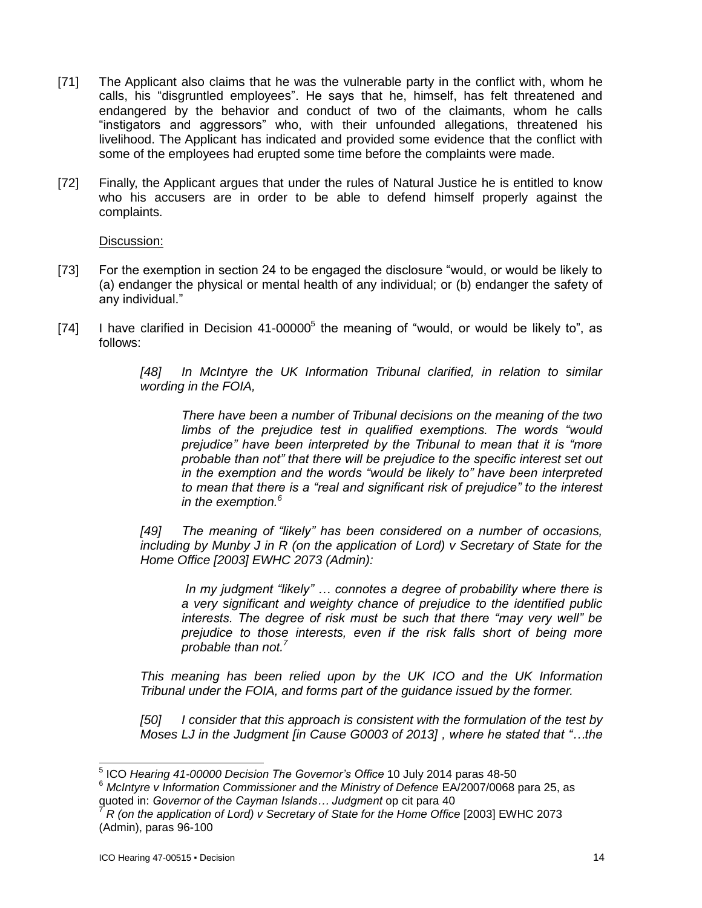[71] The Applicant also claims that he was the vulnerable party in the conflict with, whom he calls, his "disgruntled employees". He says that he, himself, has felt threatened and endangered by the behavior and conduct of two of the claimants, whom he calls "instigators and aggressors" who, with their unfounded allegations, threatened his livelihood. The Applicant has indicated and provided some evidence that the conflict with some of the employees had erupted some time before the complaints were made.

[72] Finally, the Applicant argues that under the rules of Natural Justice he is entitled to know who his accusers are in order to be able to defend himself properly against the complaints.

<u>Discussion:</u>

[73] For the exemption in section 24 to be engaged the disclosure "would, or would be likely to (a) endanger the physical or mental health of any individual; or (b) endanger the safety of any individual."

[74] I have clarified in Decision 41-00000[5] the meaning of "would, or would be likely to", as follows:

> *[48] In McIntyre the UK Information Tribunal clarified, in relation to similar wording in the FOIA,*
>
> > *There have been a number of Tribunal decisions on the meaning of the two limbs of the prejudice test in qualified exemptions. The words "would prejudice" have been interpreted by the Tribunal to mean that it is "more probable than not" that there will be prejudice to the specific interest set out in the exemption and the words "would be likely to" have been interpreted to mean that there is a "real and significant risk of prejudice" to the interest in the exemption.[6]*
>
> *[49] The meaning of "likely" has been considered on a number of occasions, including by Munby J in R (on the application of Lord) v Secretary of State for the Home Office [2003] EWHC 2073 (Admin):*
>
> > *In my judgment "likely" … connotes a degree of probability where there is a very significant and weighty chance of prejudice to the identified public interests. The degree of risk must be such that there "may very well" be prejudice to those interests, even if the risk falls short of being more probable than not.[7]*
>
> *This meaning has been relied upon by the UK ICO and the UK Information Tribunal under the FOIA, and forms part of the guidance issued by the former.*
>
> *[50] I consider that this approach is consistent with the formulation of the test by Moses LJ in the Judgment [in Cause G0003 of 2013] , where he stated that "…the*

---

[5] ICO *Hearing 41-00000 Decision The Governor's Office* 10 July 2014 paras 48-50

[6] *McIntyre v Information Commissioner and the Ministry of Defence* EA/2007/0068 para 25, as quoted in: *Governor of the Cayman Islands… Judgment* op cit para 40

[7] *R (on the application of Lord) v Secretary of State for the Home Office* [2003] EWHC 2073 (Admin), paras 96-100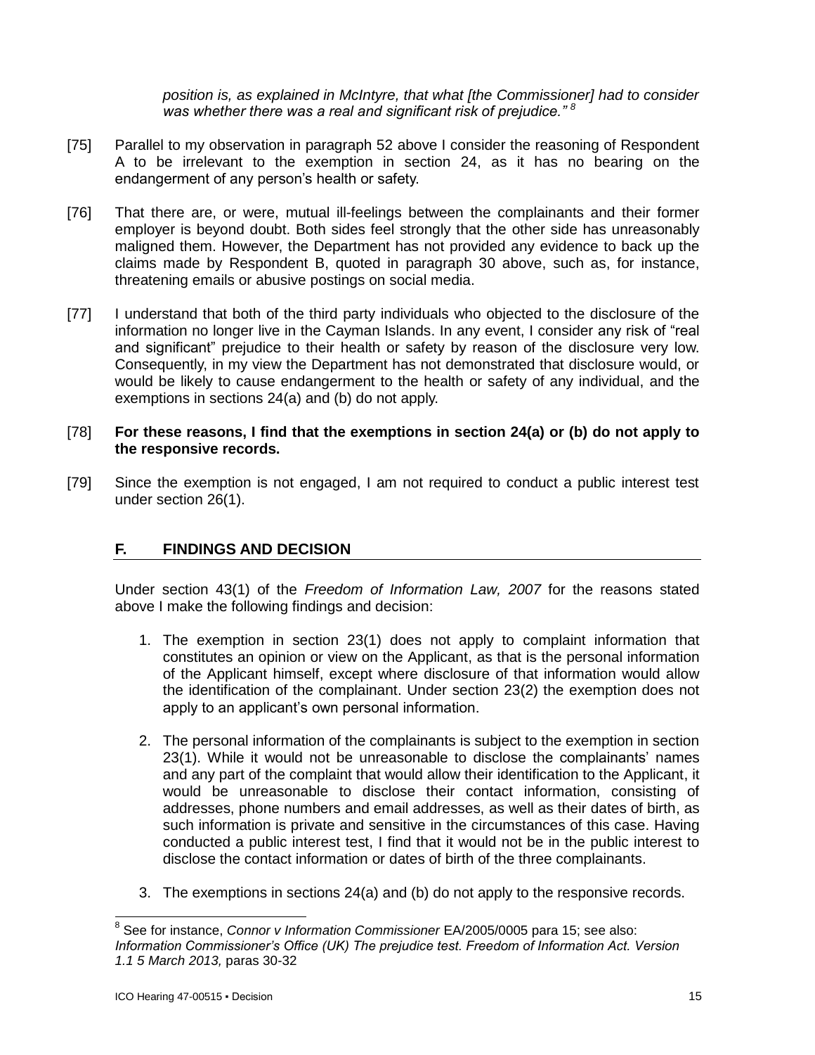*position is, as explained in McIntyre, that what [the Commissioner] had to consider was whether there was a real and significant risk of prejudice."* [8]

[75] Parallel to my observation in paragraph 52 above I consider the reasoning of Respondent A to be irrelevant to the exemption in section 24, as it has no bearing on the endangerment of any person's health or safety.

[76] That there are, or were, mutual ill-feelings between the complainants and their former employer is beyond doubt. Both sides feel strongly that the other side has unreasonably maligned them. However, the Department has not provided any evidence to back up the claims made by Respondent B, quoted in paragraph 30 above, such as, for instance, threatening emails or abusive postings on social media.

[77] I understand that both of the third party individuals who objected to the disclosure of the information no longer live in the Cayman Islands. In any event, I consider any risk of "real and significant" prejudice to their health or safety by reason of the disclosure very low. Consequently, in my view the Department has not demonstrated that disclosure would, or would be likely to cause endangerment to the health or safety of any individual, and the exemptions in sections 24(a) and (b) do not apply.

[78] **For these reasons, I find that the exemptions in section 24(a) or (b) do not apply to the responsive records.**

[79] Since the exemption is not engaged, I am not required to conduct a public interest test under section 26(1).

## F. FINDINGS AND DECISION

Under section 43(1) of the *Freedom of Information Law, 2007* for the reasons stated above I make the following findings and decision:

1. The exemption in section 23(1) does not apply to complaint information that constitutes an opinion or view on the Applicant, as that is the personal information of the Applicant himself, except where disclosure of that information would allow the identification of the complainant. Under section 23(2) the exemption does not apply to an applicant's own personal information.

2. The personal information of the complainants is subject to the exemption in section 23(1). While it would not be unreasonable to disclose the complainants' names and any part of the complaint that would allow their identification to the Applicant, it would be unreasonable to disclose their contact information, consisting of addresses, phone numbers and email addresses, as well as their dates of birth, as such information is private and sensitive in the circumstances of this case. Having conducted a public interest test, I find that it would not be in the public interest to disclose the contact information or dates of birth of the three complainants.

3. The exemptions in sections 24(a) and (b) do not apply to the responsive records.

---

[8] See for instance, *Connor v Information Commissioner* EA/2005/0005 para 15; see also: *Information Commissioner's Office (UK) The prejudice test. Freedom of Information Act. Version 1.1 5 March 2013,* paras 30-32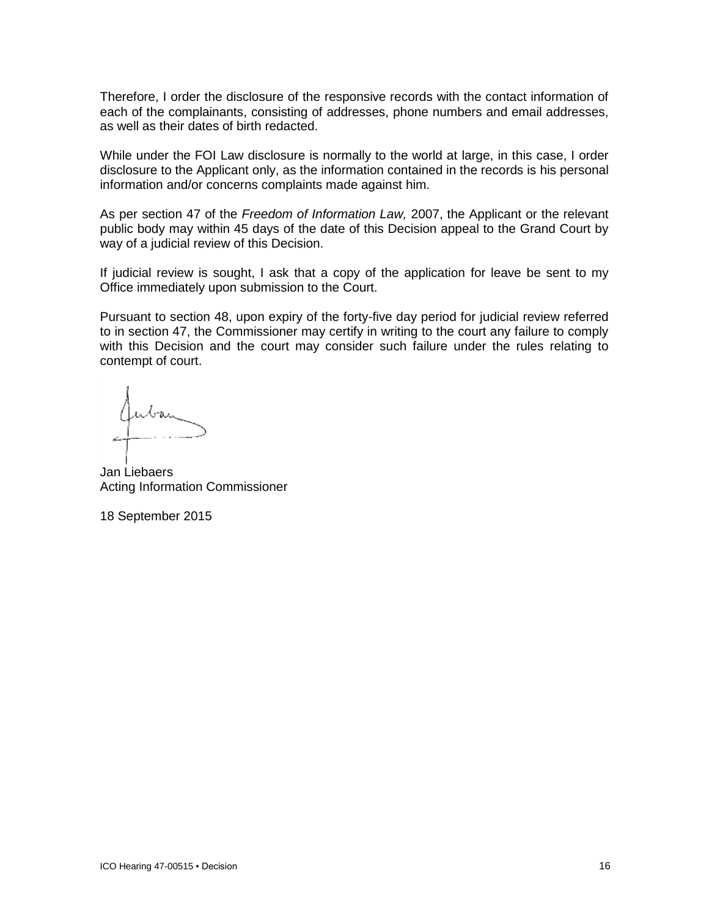Therefore, I order the disclosure of the responsive records with the contact information of each of the complainants, consisting of addresses, phone numbers and email addresses, as well as their dates of birth redacted.

While under the FOI Law disclosure is normally to the world at large, in this case, I order disclosure to the Applicant only, as the information contained in the records is his personal information and/or concerns complaints made against him.

As per section 47 of the *Freedom of Information Law,* 2007, the Applicant or the relevant public body may within 45 days of the date of this Decision appeal to the Grand Court by way of a judicial review of this Decision.

If judicial review is sought, I ask that a copy of the application for leave be sent to my Office immediately upon submission to the Court.

Pursuant to section 48, upon expiry of the forty-five day period for judicial review referred to in section 47, the Commissioner may certify in writing to the court any failure to comply with this Decision and the court may consider such failure under the rules relating to contempt of court.

Jan Liebaers
Acting Information Commissioner

18 September 2015